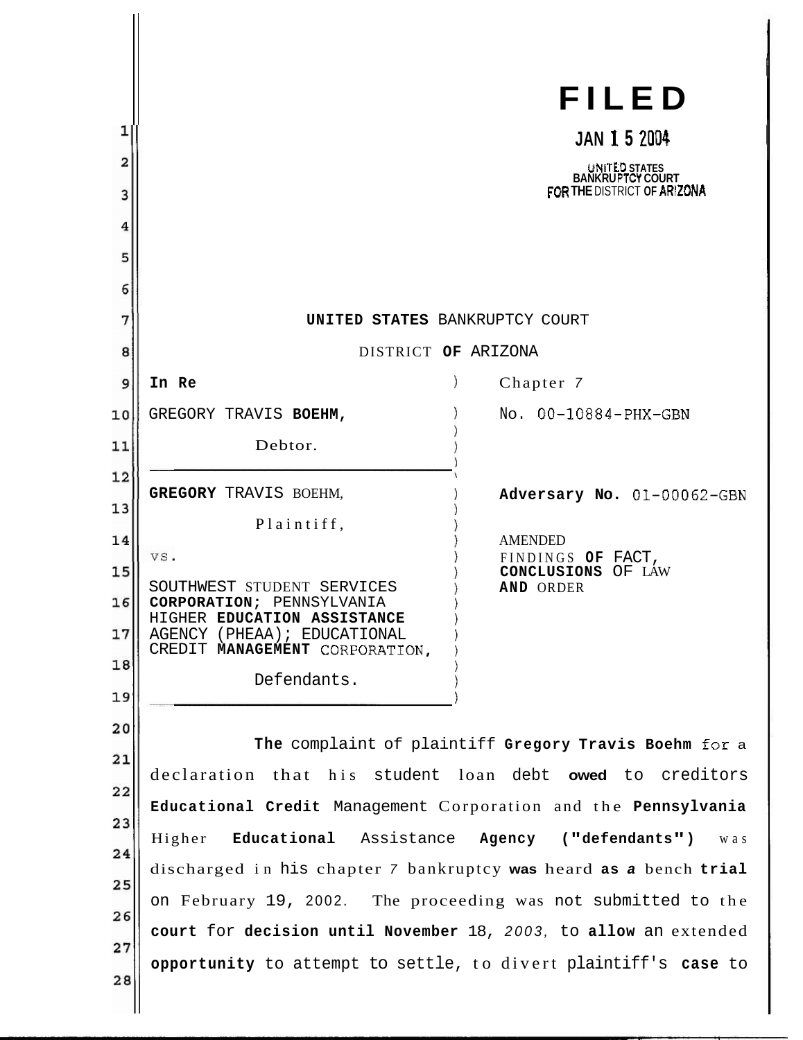**FILED**

JAN 15 2004

UNITED STATES BANKRUPTCY COURT FOR THE DISTRICT OF ARIZONA

UNITED STATES BANKRUPTCY COURT

DISTRICT OF ARIZONA

| | |
|---|---|
| In Re<br><br>GREGORY TRAVIS BOEHM,<br><br>Debtor. | Chapter 7<br><br>No. 00-10884-PHX-GBN |
| GREGORY TRAVIS BOEHM,<br><br>Plaintiff,<br><br>vs.<br><br>SOUTHWEST STUDENT SERVICES CORPORATION; PENNSYLVANIA HIGHER EDUCATION ASSISTANCE AGENCY (PHEAA); EDUCATIONAL CREDIT MANAGEMENT CORPORATION,<br><br>Defendants. | Adversary No. 01-00062-GBN<br><br>AMENDED FINDINGS OF FACT, CONCLUSIONS OF LAW AND ORDER |

The complaint of plaintiff Gregory Travis Boehm for a declaration that his student loan debt owed to creditors Educational Credit Management Corporation and the Pennsylvania Higher Educational Assistance Agency ("defendants") was discharged in his chapter 7 bankruptcy was heard as a bench trial on February 19, 2002. The proceeding was not submitted to the court for decision until November 18, 2003, to allow an extended opportunity to attempt to settle, to divert plaintiff's case to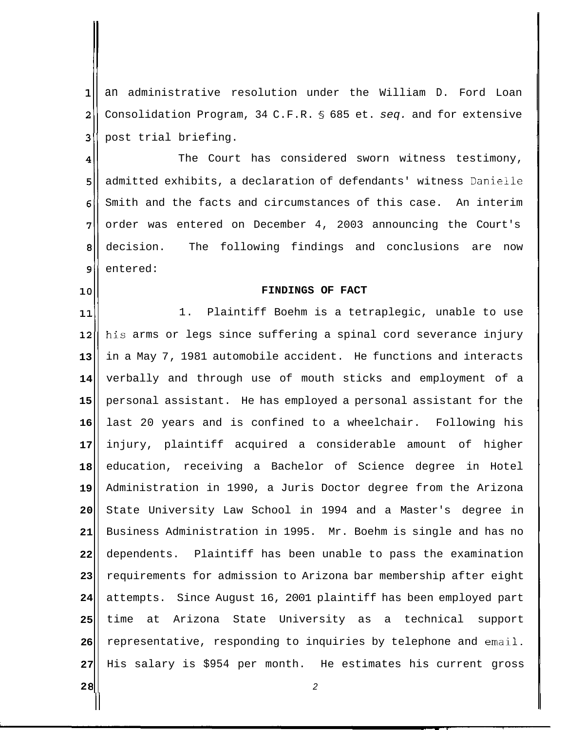an administrative resolution under the William D. Ford Loan Consolidation Program, 34 C.F.R. § 685 et. *seq.* and for extensive post trial briefing.

The Court has considered sworn witness testimony, admitted exhibits, a declaration of defendants' witness Danielle Smith and the facts and circumstances of this case. An interim order was entered on December 4, 2003 announcing the Court's decision. The following findings and conclusions are now entered:

**FINDINGS OF FACT**

1. Plaintiff Boehm is a tetraplegic, unable to use his arms or legs since suffering a spinal cord severance injury in a May 7, 1981 automobile accident. He functions and interacts verbally and through use of mouth sticks and employment of a personal assistant. He has employed a personal assistant for the last 20 years and is confined to a wheelchair. Following his injury, plaintiff acquired a considerable amount of higher education, receiving a Bachelor of Science degree in Hotel Administration in 1990, a Juris Doctor degree from the Arizona State University Law School in 1994 and a Master's degree in Business Administration in 1995. Mr. Boehm is single and has no dependents. Plaintiff has been unable to pass the examination requirements for admission to Arizona bar membership after eight attempts. Since August 16, 2001 plaintiff has been employed part time at Arizona State University as a technical support representative, responding to inquiries by telephone and email. His salary is $954 per month. He estimates his current gross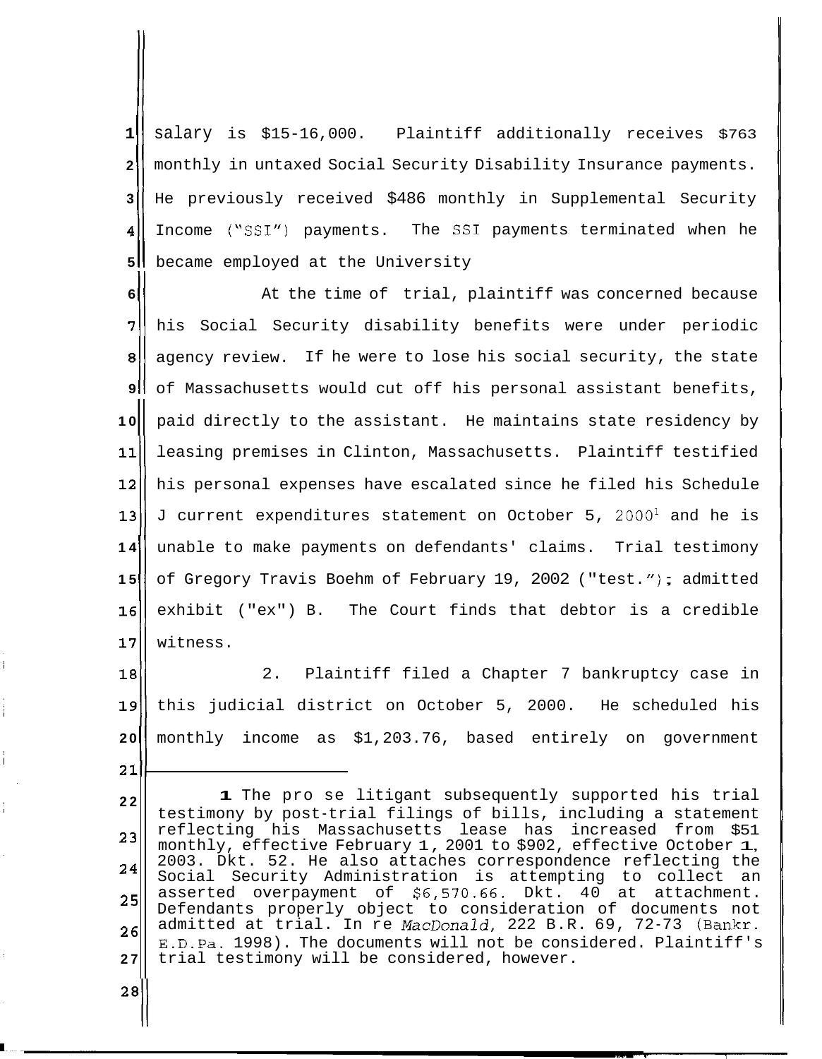salary is $15-16,000. Plaintiff additionally receives $763 monthly in untaxed Social Security Disability Insurance payments. He previously received $486 monthly in Supplemental Security Income ("SSI") payments. The SSI payments terminated when he became employed at the University

At the time of trial, plaintiff was concerned because his Social Security disability benefits were under periodic agency review. If he were to lose his social security, the state of Massachusetts would cut off his personal assistant benefits, paid directly to the assistant. He maintains state residency by leasing premises in Clinton, Massachusetts. Plaintiff testified his personal expenses have escalated since he filed his Schedule J current expenditures statement on October 5, 2000[1] and he is unable to make payments on defendants' claims. Trial testimony of Gregory Travis Boehm of February 19, 2002 ("test."); admitted exhibit ("ex") B. The Court finds that debtor is a credible witness.

2. Plaintiff filed a Chapter 7 bankruptcy case in this judicial district on October 5, 2000. He scheduled his monthly income as $1,203.76, based entirely on government

---

**1** The pro se litigant subsequently supported his trial testimony by post-trial filings of bills, including a statement reflecting his Massachusetts lease has increased from $51 monthly, effective February 1, 2001 to $902, effective October 1, 2003. Dkt. 52. He also attaches correspondence reflecting the Social Security Administration is attempting to collect an asserted overpayment of $6,570.66. Dkt. 40 at attachment. Defendants properly object to consideration of documents not admitted at trial. In re *MacDonald,* 222 B.R. 69, 72-73 (Bankr. E.D.Pa. 1998). The documents will not be considered. Plaintiff's trial testimony will be considered, however.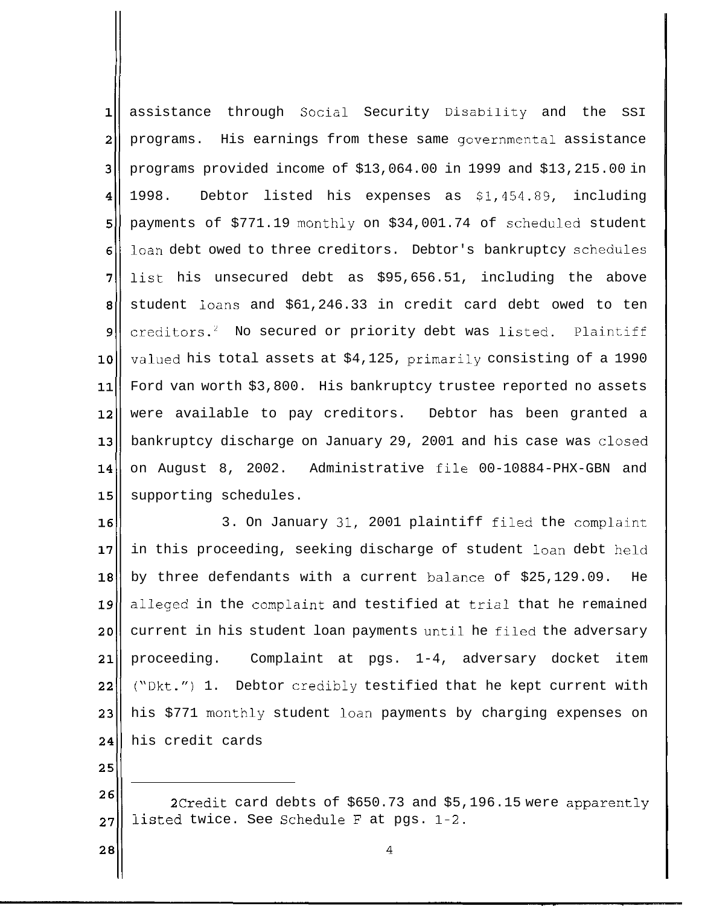assistance through Social Security Disability and the SSI programs. His earnings from these same governmental assistance programs provided income of $13,064.00 in 1999 and $13,215.00 in 1998. Debtor listed his expenses as $1,454.89, including payments of $771.19 monthly on $34,001.74 of scheduled student loan debt owed to three creditors. Debtor's bankruptcy schedules list his unsecured debt as $95,656.51, including the above student loans and $61,246.33 in credit card debt owed to ten creditors.[2] No secured or priority debt was listed. Plaintiff valued his total assets at $4,125, primarily consisting of a 1990 Ford van worth $3,800. His bankruptcy trustee reported no assets were available to pay creditors. Debtor has been granted a bankruptcy discharge on January 29, 2001 and his case was closed on August 8, 2002. Administrative file 00-10884-PHX-GBN and supporting schedules.

3. On January 31, 2001 plaintiff filed the complaint in this proceeding, seeking discharge of student loan debt held by three defendants with a current balance of $25,129.09. He alleged in the complaint and testified at trial that he remained current in his student loan payments until he filed the adversary proceeding. Complaint at pgs. 1-4, adversary docket item ("Dkt.") 1. Debtor credibly testified that he kept current with his $771 monthly student loan payments by charging expenses on his credit cards

---

[2] Credit card debts of $650.73 and $5,196.15 were apparently listed twice. See Schedule F at pgs. 1-2.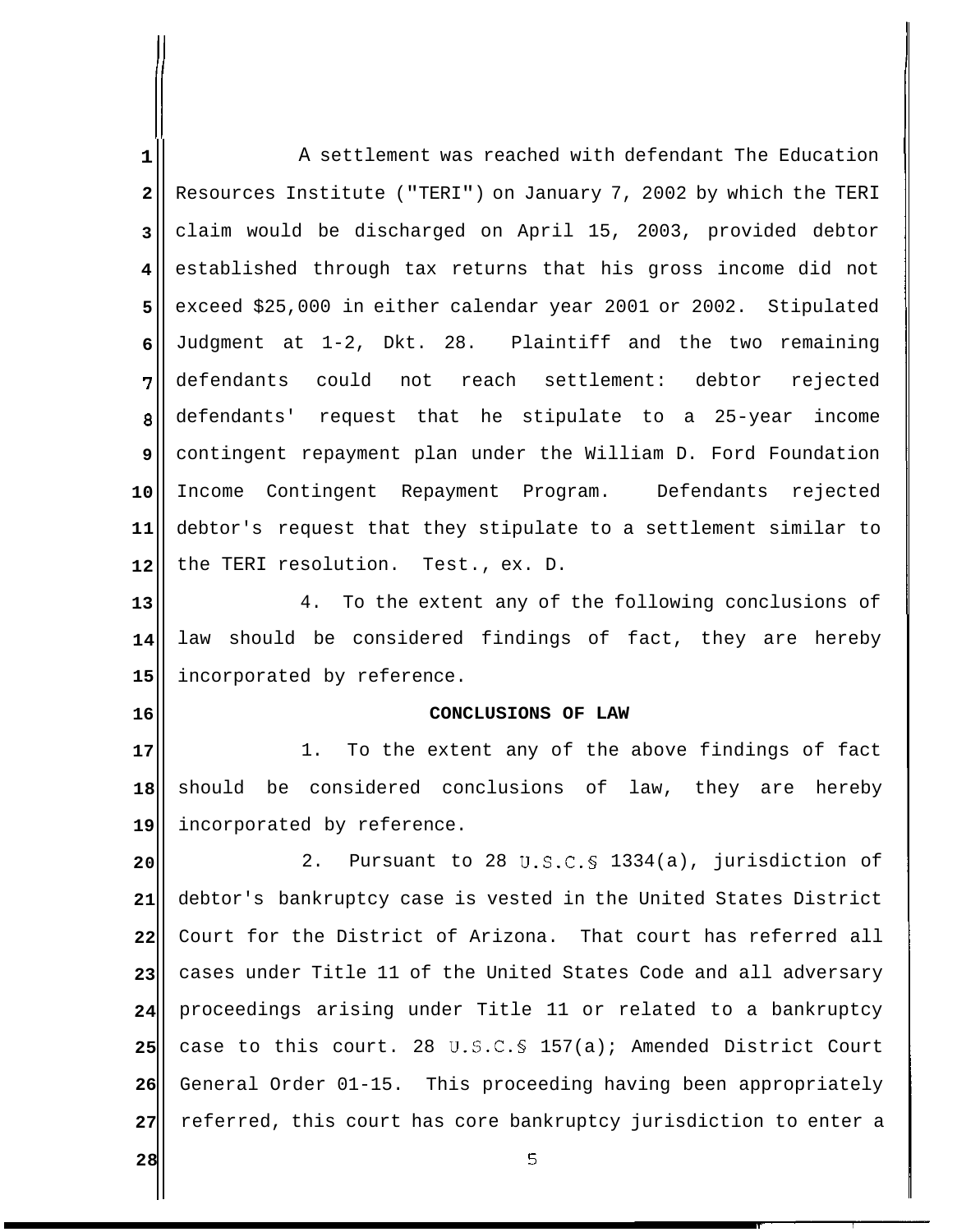A settlement was reached with defendant The Education Resources Institute ("TERI") on January 7, 2002 by which the TERI claim would be discharged on April 15, 2003, provided debtor established through tax returns that his gross income did not exceed $25,000 in either calendar year 2001 or 2002. Stipulated Judgment at 1-2, Dkt. 28. Plaintiff and the two remaining defendants could not reach settlement: debtor rejected defendants' request that he stipulate to a 25-year income contingent repayment plan under the William D. Ford Foundation Income Contingent Repayment Program. Defendants rejected debtor's request that they stipulate to a settlement similar to the TERI resolution. Test., ex. D.

4. To the extent any of the following conclusions of law should be considered findings of fact, they are hereby incorporated by reference.

## CONCLUSIONS OF LAW

1. To the extent any of the above findings of fact should be considered conclusions of law, they are hereby incorporated by reference.

2. Pursuant to 28 U.S.C.§ 1334(a), jurisdiction of debtor's bankruptcy case is vested in the United States District Court for the District of Arizona. That court has referred all cases under Title 11 of the United States Code and all adversary proceedings arising under Title 11 or related to a bankruptcy case to this court. 28 U.S.C.§ 157(a); Amended District Court General Order 01-15. This proceeding having been appropriately referred, this court has core bankruptcy jurisdiction to enter a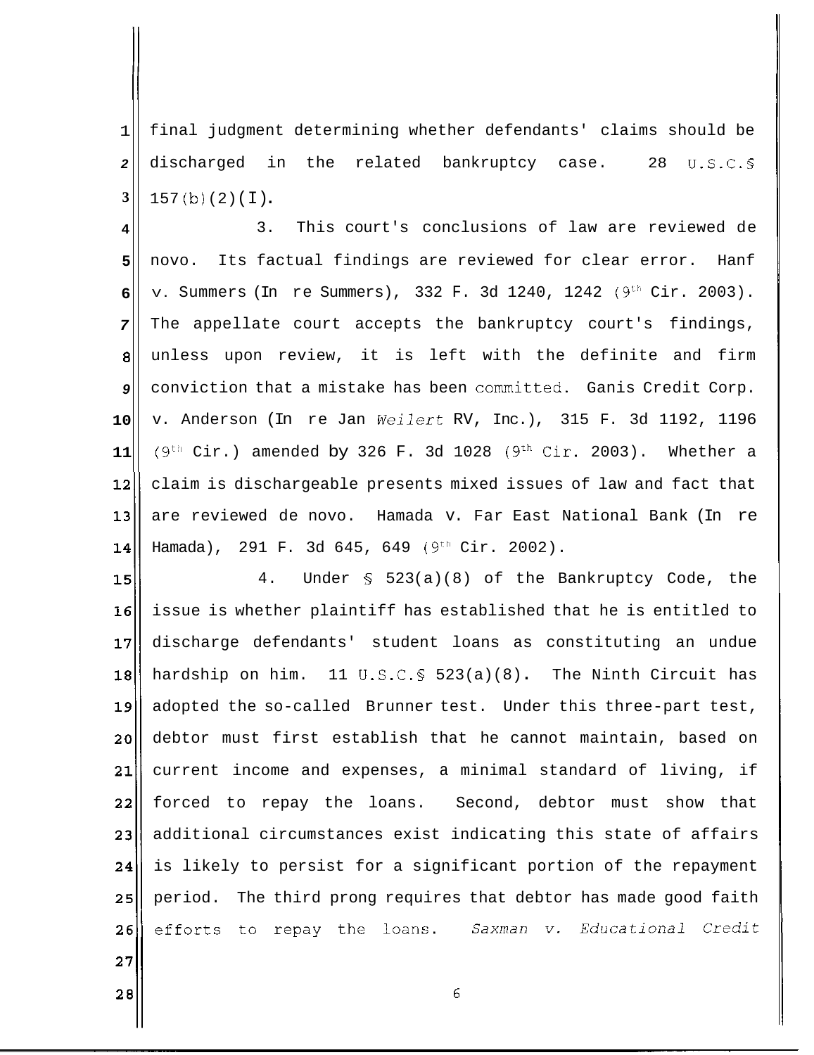final judgment determining whether defendants' claims should be discharged in the related bankruptcy case. 28 U.S.C.§ 157(b)(2)(I).

3. This court's conclusions of law are reviewed de novo. Its factual findings are reviewed for clear error. Hanf v. Summers (In re Summers), 332 F. 3d 1240, 1242 (9th Cir. 2003). The appellate court accepts the bankruptcy court's findings, unless upon review, it is left with the definite and firm conviction that a mistake has been committed. Ganis Credit Corp. v. Anderson (In re Jan *Weilert* RV, Inc.), 315 F. 3d 1192, 1196 (9th Cir.) amended by 326 F. 3d 1028 (9th Cir. 2003). Whether a claim is dischargeable presents mixed issues of law and fact that are reviewed de novo. Hamada v. Far East National Bank (In re Hamada), 291 F. 3d 645, 649 (9th Cir. 2002).

4. Under § 523(a)(8) of the Bankruptcy Code, the issue is whether plaintiff has established that he is entitled to discharge defendants' student loans as constituting an undue hardship on him. 11 U.S.C.§ 523(a)(8). The Ninth Circuit has adopted the so-called Brunner test. Under this three-part test, debtor must first establish that he cannot maintain, based on current income and expenses, a minimal standard of living, if forced to repay the loans. Second, debtor must show that additional circumstances exist indicating this state of affairs is likely to persist for a significant portion of the repayment period. The third prong requires that debtor has made good faith efforts to repay the loans. *Saxman v. Educational Credit*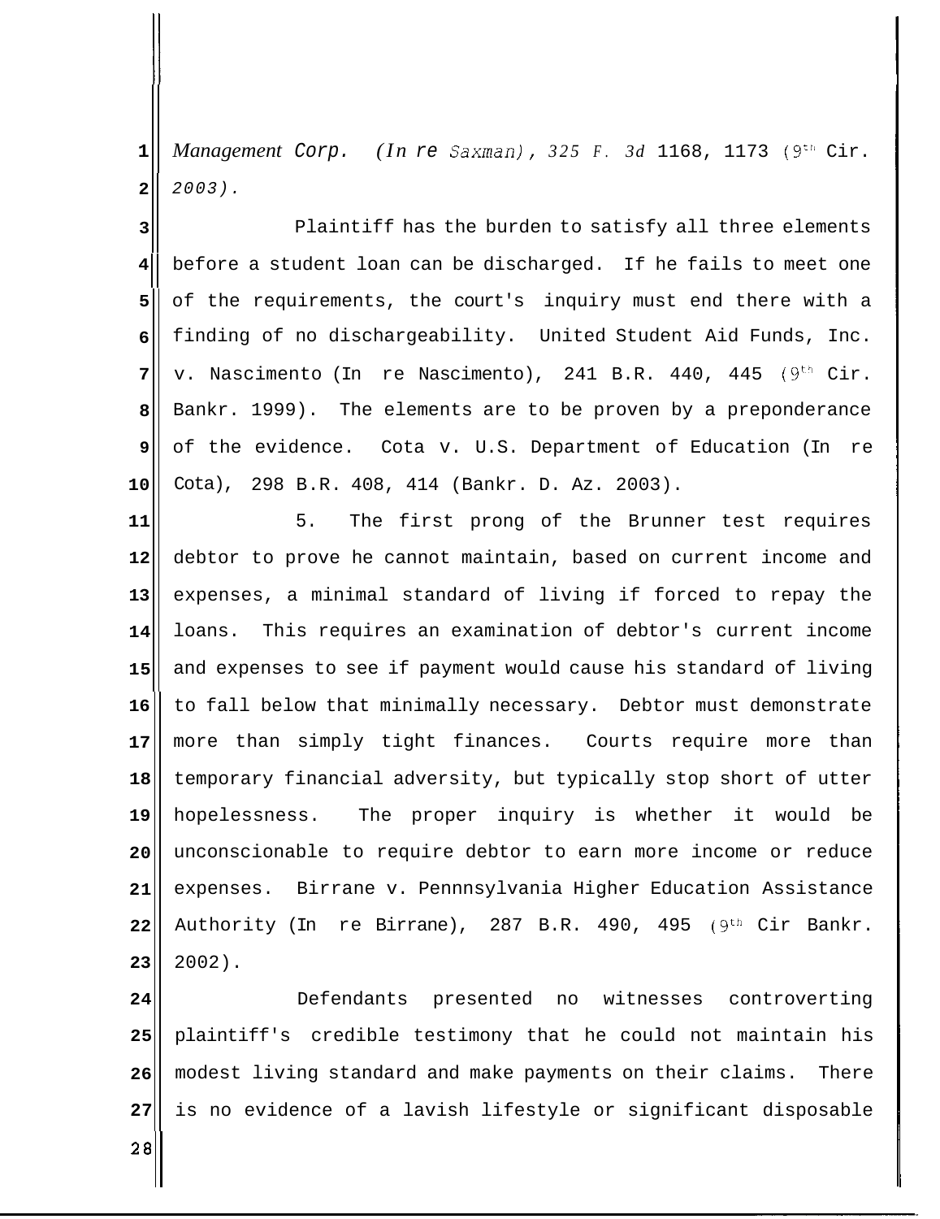*Management Corp. (In re Saxman), 325 F. 3d* 1168, 1173 (9th Cir. *2003).*

Plaintiff has the burden to satisfy all three elements before a student loan can be discharged. If he fails to meet one of the requirements, the court's inquiry must end there with a finding of no dischargeability. United Student Aid Funds, Inc. v. Nascimento (In re Nascimento), 241 B.R. 440, 445 (9th Cir. Bankr. 1999). The elements are to be proven by a preponderance of the evidence. Cota v. U.S. Department of Education (In re Cota), 298 B.R. 408, 414 (Bankr. D. Az. 2003).

5. The first prong of the Brunner test requires debtor to prove he cannot maintain, based on current income and expenses, a minimal standard of living if forced to repay the loans. This requires an examination of debtor's current income and expenses to see if payment would cause his standard of living to fall below that minimally necessary. Debtor must demonstrate more than simply tight finances. Courts require more than temporary financial adversity, but typically stop short of utter hopelessness. The proper inquiry is whether it would be unconscionable to require debtor to earn more income or reduce expenses. Birrane v. Pennnsylvania Higher Education Assistance Authority (In re Birrane), 287 B.R. 490, 495 (9th Cir Bankr. 2002).

Defendants presented no witnesses controverting plaintiff's credible testimony that he could not maintain his modest living standard and make payments on their claims. There is no evidence of a lavish lifestyle or significant disposable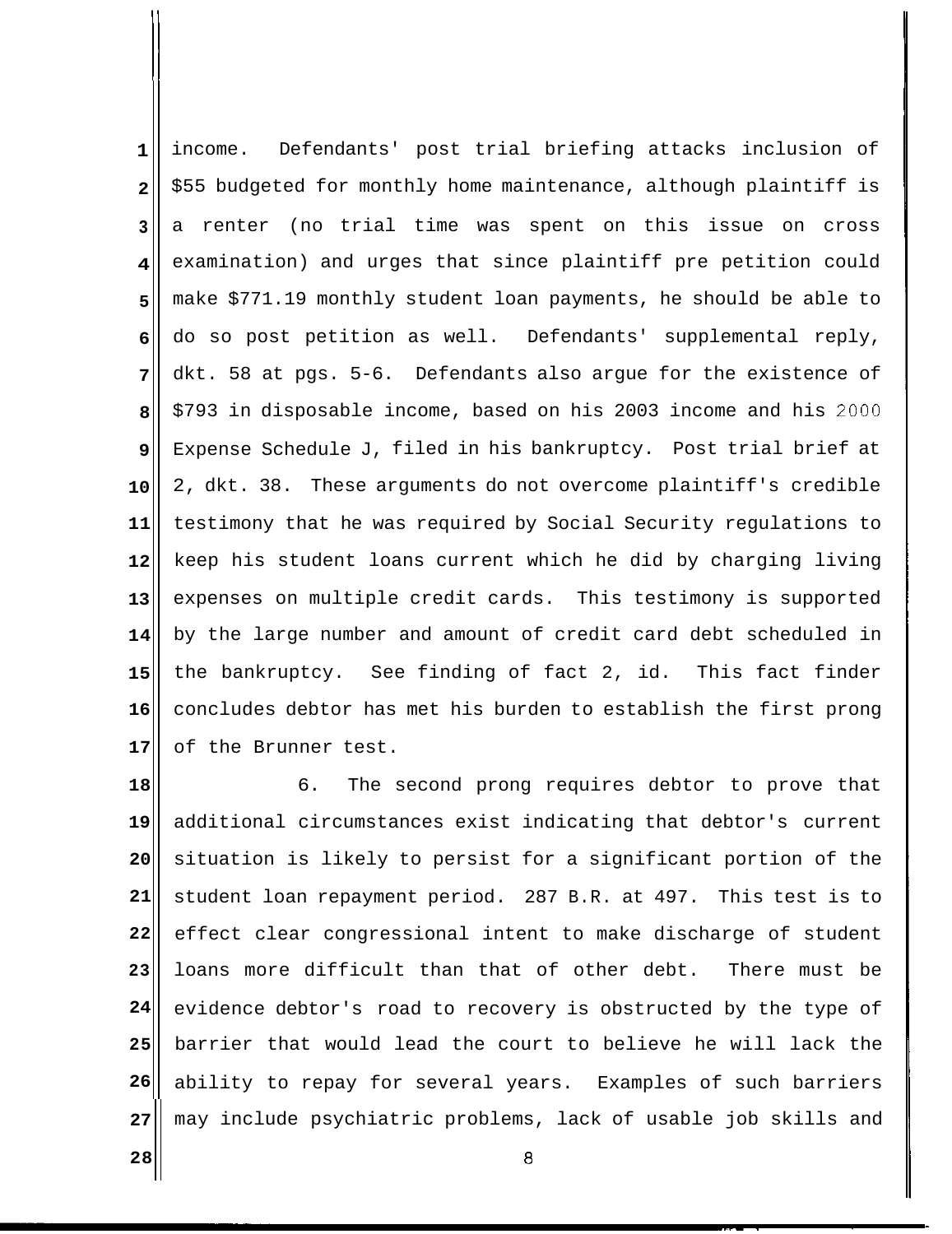income. Defendants' post trial briefing attacks inclusion of $55 budgeted for monthly home maintenance, although plaintiff is a renter (no trial time was spent on this issue on cross examination) and urges that since plaintiff pre petition could make $771.19 monthly student loan payments, he should be able to do so post petition as well. Defendants' supplemental reply, dkt. 58 at pgs. 5-6. Defendants also argue for the existence of $793 in disposable income, based on his 2003 income and his 2000 Expense Schedule J, filed in his bankruptcy. Post trial brief at 2, dkt. 38. These arguments do not overcome plaintiff's credible testimony that he was required by Social Security regulations to keep his student loans current which he did by charging living expenses on multiple credit cards. This testimony is supported by the large number and amount of credit card debt scheduled in the bankruptcy. See finding of fact 2, id. This fact finder concludes debtor has met his burden to establish the first prong of the Brunner test.

6. The second prong requires debtor to prove that additional circumstances exist indicating that debtor's current situation is likely to persist for a significant portion of the student loan repayment period. 287 B.R. at 497. This test is to effect clear congressional intent to make discharge of student loans more difficult than that of other debt. There must be evidence debtor's road to recovery is obstructed by the type of barrier that would lead the court to believe he will lack the ability to repay for several years. Examples of such barriers may include psychiatric problems, lack of usable job skills and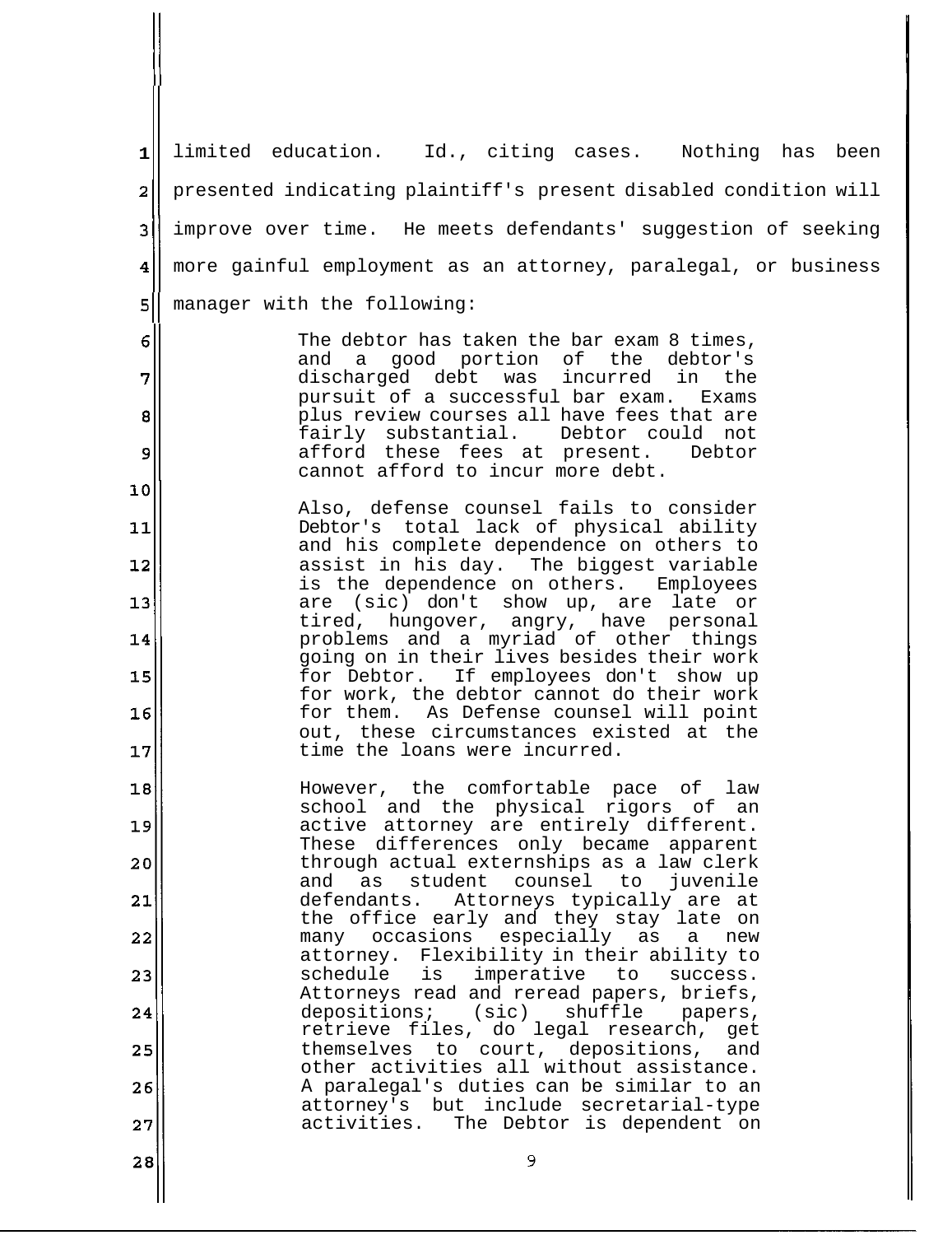limited education. Id., citing cases. Nothing has been presented indicating plaintiff's present disabled condition will improve over time. He meets defendants' suggestion of seeking more gainful employment as an attorney, paralegal, or business manager with the following:

> The debtor has taken the bar exam 8 times, and a good portion of the debtor's discharged debt was incurred in the pursuit of a successful bar exam. Exams plus review courses all have fees that are fairly substantial. Debtor could not afford these fees at present. Debtor cannot afford to incur more debt.
>
> Also, defense counsel fails to consider Debtor's total lack of physical ability and his complete dependence on others to assist in his day. The biggest variable is the dependence on others. Employees are (sic) don't show up, are late or tired, hungover, angry, have personal problems and a myriad of other things going on in their lives besides their work for Debtor. If employees don't show up for work, the debtor cannot do their work for them. As Defense counsel will point out, these circumstances existed at the time the loans were incurred.
>
> However, the comfortable pace of law school and the physical rigors of an active attorney are entirely different. These differences only became apparent through actual externships as a law clerk and as student counsel to juvenile defendants. Attorneys typically are at the office early and they stay late on many occasions especially as a new attorney. Flexibility in their ability to schedule is imperative to success. Attorneys read and reread papers, briefs, depositions; (sic) shuffle papers, retrieve files, do legal research, get themselves to court, depositions, and other activities all without assistance. A paralegal's duties can be similar to an attorney's but include secretarial-type activities. The Debtor is dependent on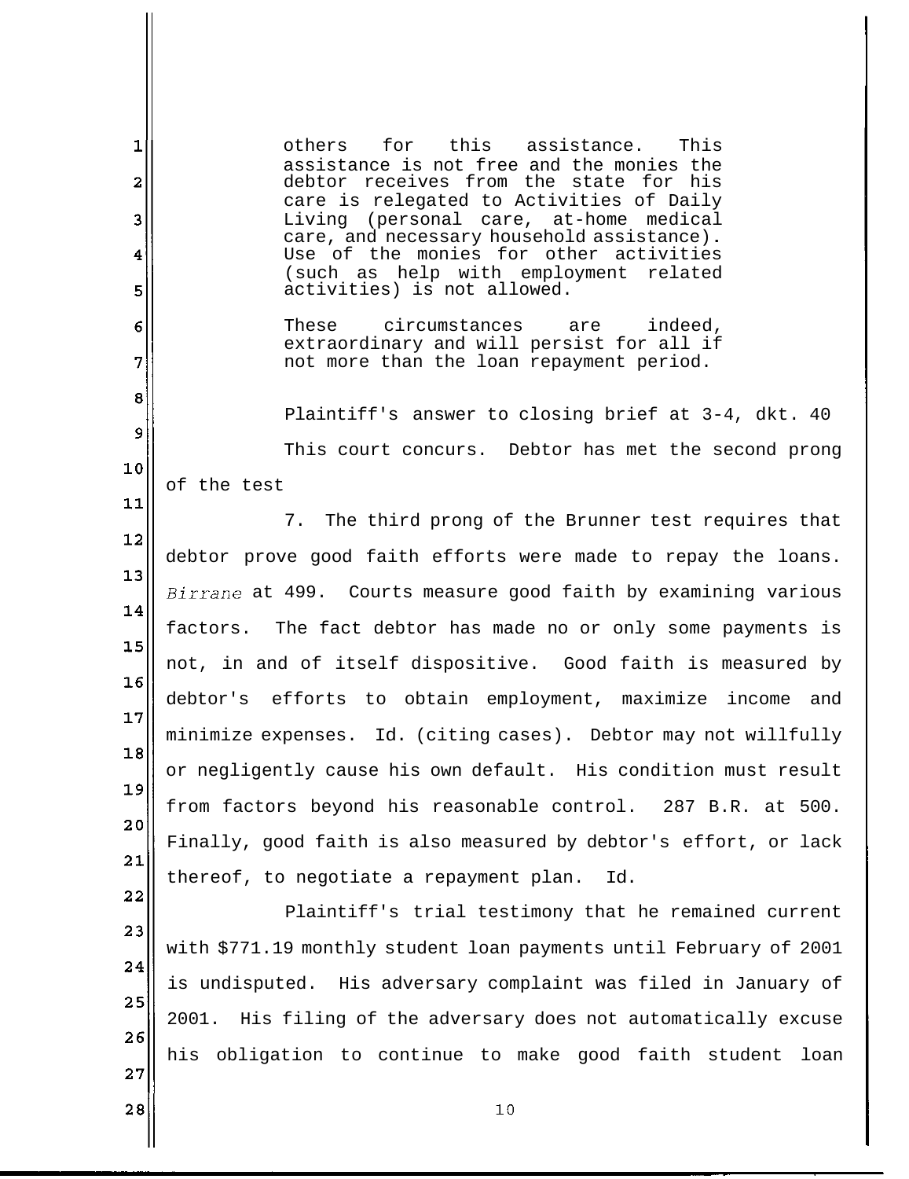> others for this assistance. This assistance is not free and the monies the debtor receives from the state for his care is relegated to Activities of Daily Living (personal care, at-home medical care, and necessary household assistance). Use of the monies for other activities (such as help with employment related activities) is not allowed.
>
> These circumstances are indeed, extraordinary and will persist for all if not more than the loan repayment period.

Plaintiff's answer to closing brief at 3-4, dkt. 40

This court concurs. Debtor has met the second prong of the test

7. The third prong of the Brunner test requires that debtor prove good faith efforts were made to repay the loans. *Birrane* at 499. Courts measure good faith by examining various factors. The fact debtor has made no or only some payments is not, in and of itself dispositive. Good faith is measured by debtor's efforts to obtain employment, maximize income and minimize expenses. Id. (citing cases). Debtor may not willfully or negligently cause his own default. His condition must result from factors beyond his reasonable control. 287 B.R. at 500. Finally, good faith is also measured by debtor's effort, or lack thereof, to negotiate a repayment plan. Id.

Plaintiff's trial testimony that he remained current with $771.19 monthly student loan payments until February of 2001 is undisputed. His adversary complaint was filed in January of 2001. His filing of the adversary does not automatically excuse his obligation to continue to make good faith student loan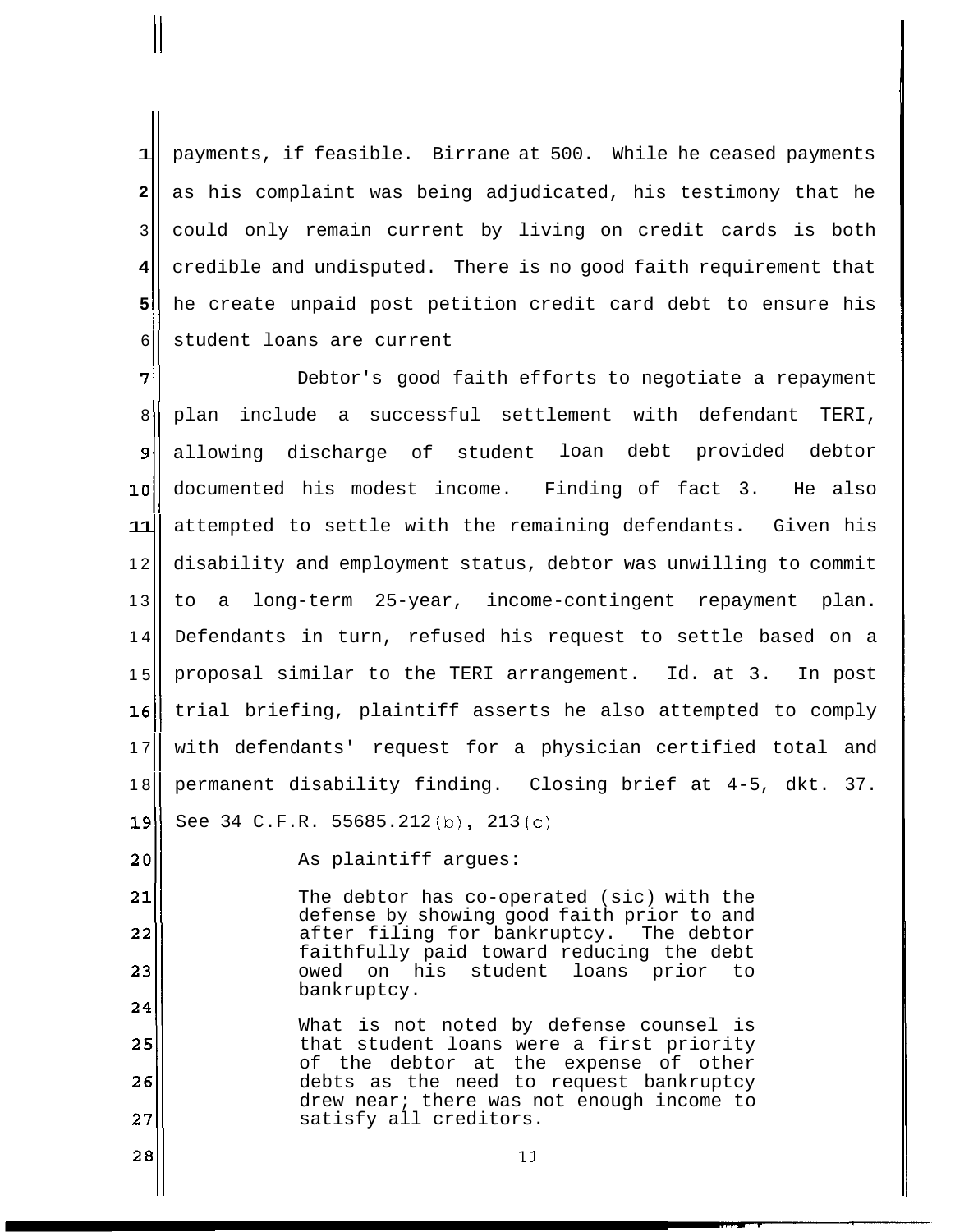payments, if feasible. Birrane at 500. While he ceased payments as his complaint was being adjudicated, his testimony that he could only remain current by living on credit cards is both credible and undisputed. There is no good faith requirement that he create unpaid post petition credit card debt to ensure his student loans are current

Debtor's good faith efforts to negotiate a repayment plan include a successful settlement with defendant TERI, allowing discharge of student loan debt provided debtor documented his modest income. Finding of fact 3. He also attempted to settle with the remaining defendants. Given his disability and employment status, debtor was unwilling to commit to a long-term 25-year, income-contingent repayment plan. Defendants in turn, refused his request to settle based on a proposal similar to the TERI arrangement. Id. at 3. In post trial briefing, plaintiff asserts he also attempted to comply with defendants' request for a physician certified total and permanent disability finding. Closing brief at 4-5, dkt. 37. See 34 C.F.R. 55685.212(b), 213(c)

As plaintiff argues:

> The debtor has co-operated (sic) with the defense by showing good faith prior to and after filing for bankruptcy. The debtor faithfully paid toward reducing the debt owed on his student loans prior to bankruptcy.
>
> What is not noted by defense counsel is that student loans were a first priority of the debtor at the expense of other debts as the need to request bankruptcy drew near; there was not enough income to satisfy all creditors.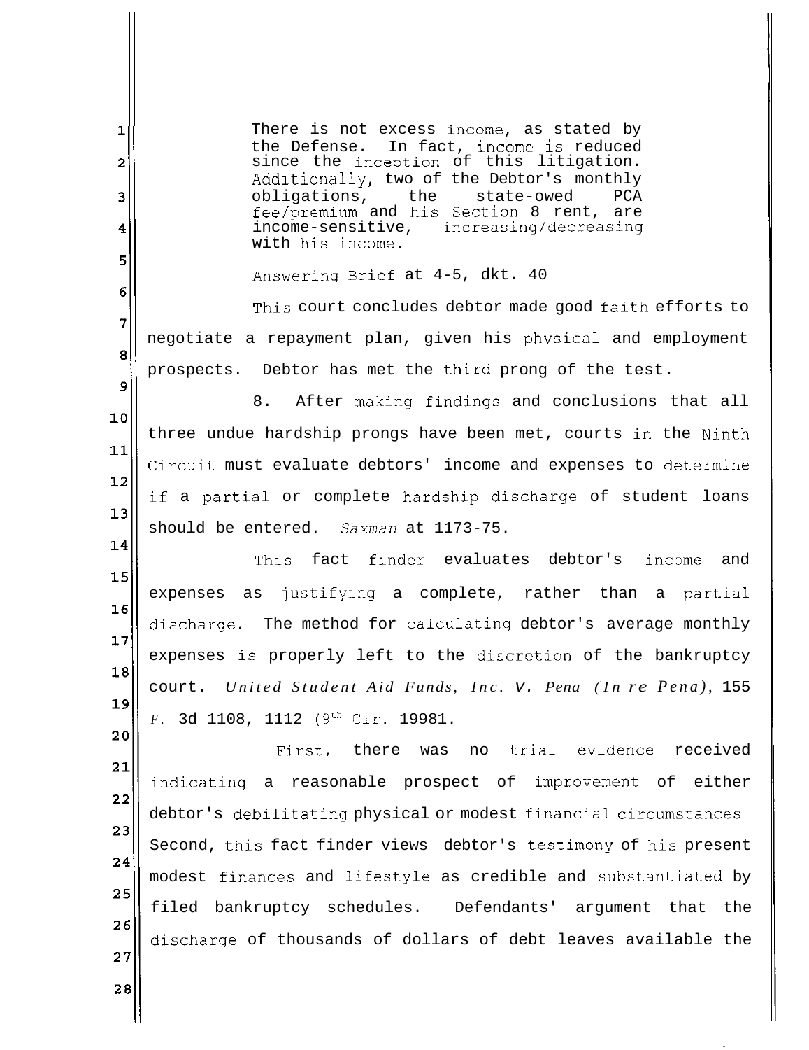> There is not excess income, as stated by the Defense. In fact, income is reduced since the inception of this litigation. Additionally, two of the Debtor's monthly obligations, the state-owed PCA fee/premium and his Section 8 rent, are income-sensitive, increasing/decreasing with his income.

Answering Brief at 4-5, dkt. 40

This court concludes debtor made good faith efforts to negotiate a repayment plan, given his physical and employment prospects. Debtor has met the third prong of the test.

8. After making findings and conclusions that all three undue hardship prongs have been met, courts in the Ninth Circuit must evaluate debtors' income and expenses to determine if a partial or complete hardship discharge of student loans should be entered. *Saxman* at 1173-75.

This fact finder evaluates debtor's income and expenses as justifying a complete, rather than a partial discharge. The method for calculating debtor's average monthly expenses is properly left to the discretion of the bankruptcy court. *United Student Aid Funds, Inc. V. Pena (In re Pena)*, 155 F. 3d 1108, 1112 (9th Cir. 19981.

First, there was no trial evidence received indicating a reasonable prospect of improvement of either debtor's debilitating physical or modest financial circumstances Second, this fact finder views debtor's testimony of his present modest finances and lifestyle as credible and substantiated by filed bankruptcy schedules. Defendants' argument that the discharge of thousands of dollars of debt leaves available the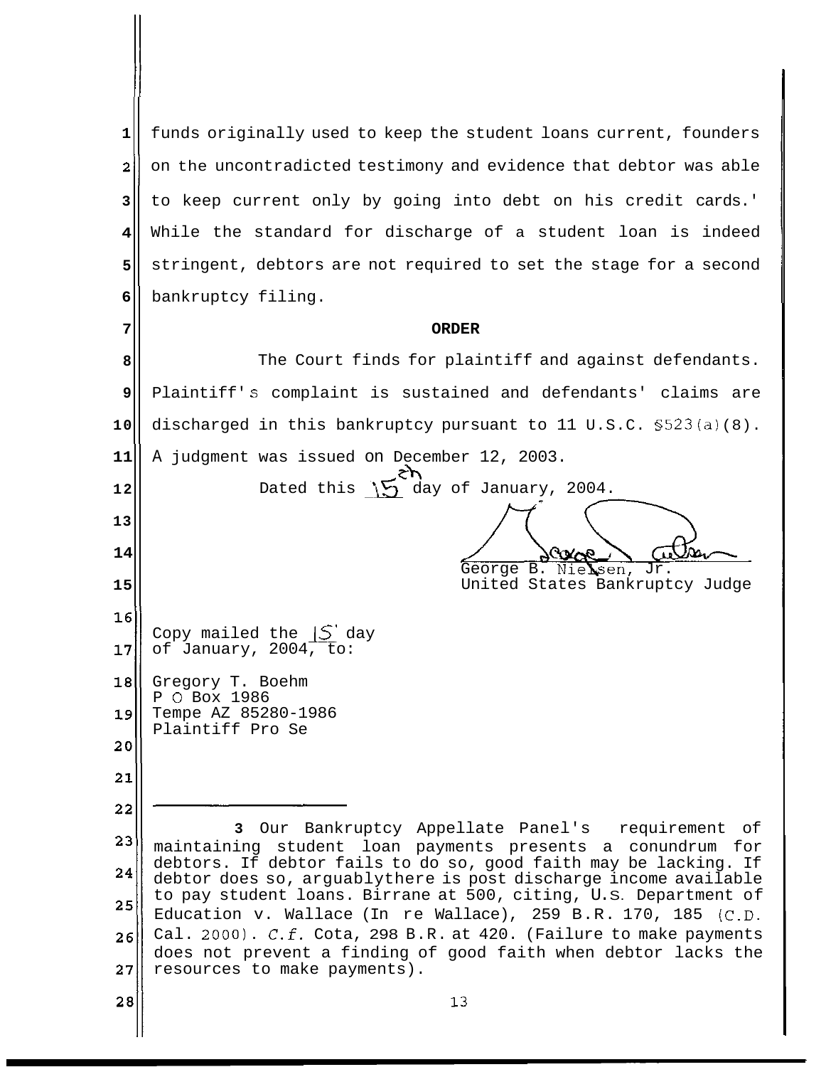funds originally used to keep the student loans current, founders on the uncontradicted testimony and evidence that debtor was able to keep current only by going into debt on his credit cards.[3] While the standard for discharge of a student loan is indeed stringent, debtors are not required to set the stage for a second bankruptcy filing.

**ORDER**

The Court finds for plaintiff and against defendants. Plaintiff's complaint is sustained and defendants' claims are discharged in this bankruptcy pursuant to 11 U.S.C. §523(a)(8). A judgment was issued on December 12, 2003.

Dated this 15th day of January, 2004.

George B. Nielsen, Jr.
United States Bankruptcy Judge

Copy mailed the 15 day of January, 2004, to:

Gregory T. Boehm
P O Box 1986
Tempe AZ 85280-1986
Plaintiff Pro Se

---

3 Our Bankruptcy Appellate Panel's requirement of maintaining student loan payments presents a conundrum for debtors. If debtor fails to do so, good faith may be lacking. If debtor does so, arguablythere is post discharge income available to pay student loans. Birrane at 500, citing, U.S. Department of Education v. Wallace (In re Wallace), 259 B.R. 170, 185 (C.D. Cal. 2000). *C.f.* Cota, 298 B.R. at 420. (Failure to make payments does not prevent a finding of good faith when debtor lacks the resources to make payments).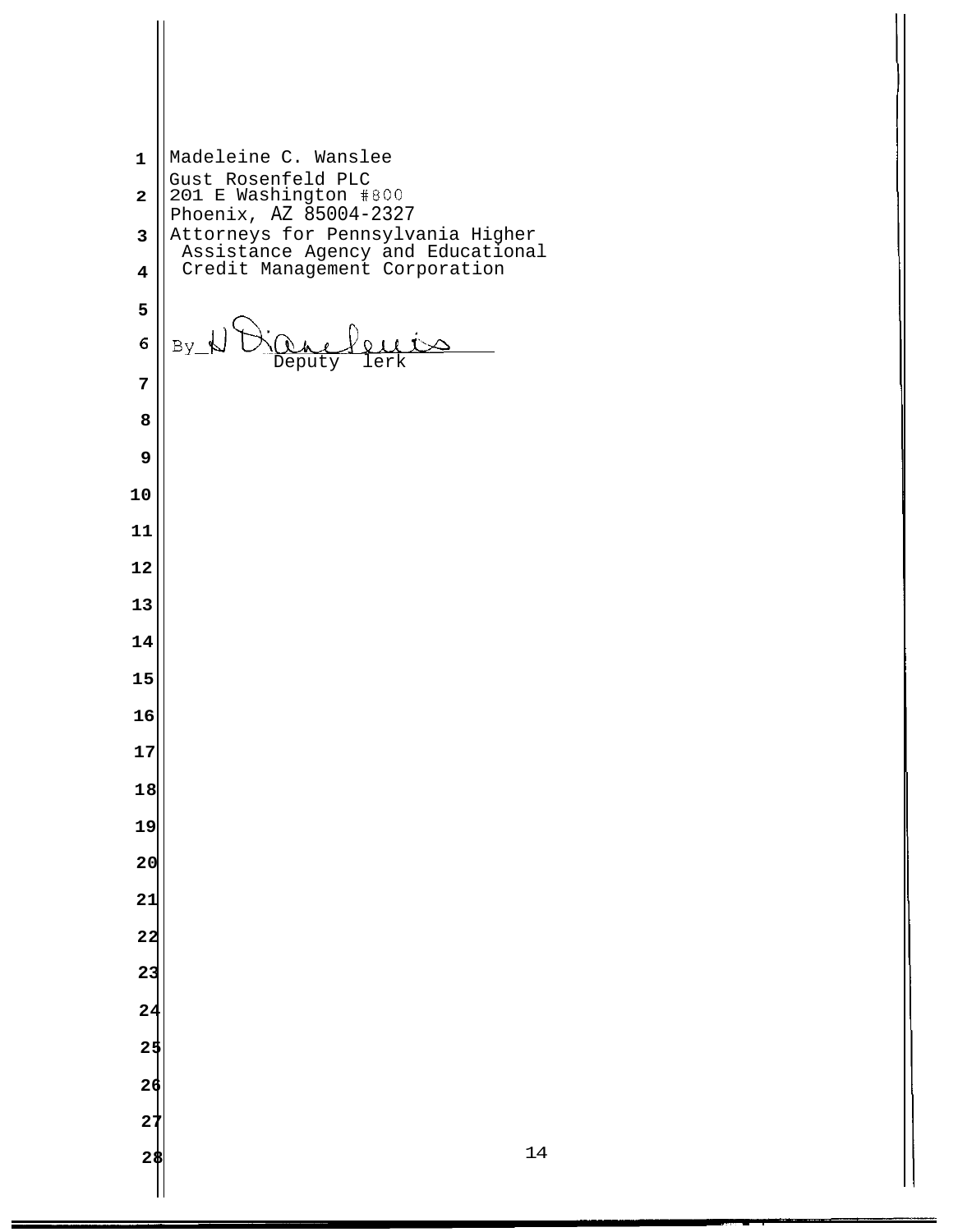Madeleine C. Wanslee
Gust Rosenfeld PLC
201 E Washington #800
Phoenix, AZ 85004-2327
Attorneys for Pennsylvania Higher
Assistance Agency and Educational
Credit Management Corporation

By ______________________
Deputy lerk